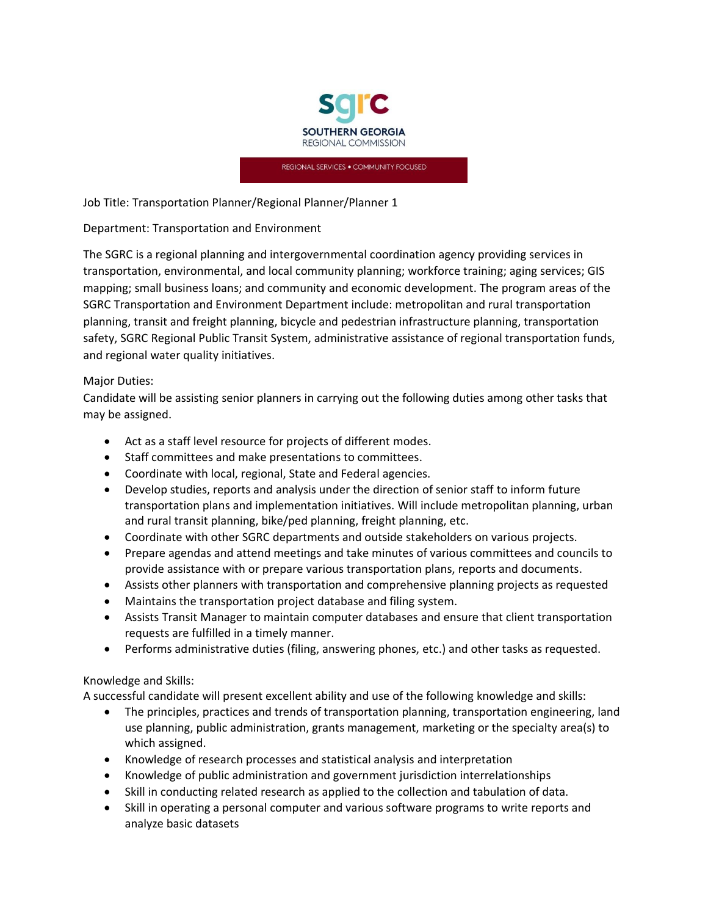**sgrc**

**SOUTHERN GEORGIA**
REGIONAL COMMISSION

REGIONAL SERVICES • COMMUNITY FOCUSED

Job Title: Transportation Planner/Regional Planner/Planner 1

Department: Transportation and Environment

The SGRC is a regional planning and intergovernmental coordination agency providing services in transportation, environmental, and local community planning; workforce training; aging services; GIS mapping; small business loans; and community and economic development. The program areas of the SGRC Transportation and Environment Department include: metropolitan and rural transportation planning, transit and freight planning, bicycle and pedestrian infrastructure planning, transportation safety, SGRC Regional Public Transit System, administrative assistance of regional transportation funds, and regional water quality initiatives.

Major Duties:
Candidate will be assisting senior planners in carrying out the following duties among other tasks that may be assigned.

- Act as a staff level resource for projects of different modes.
- Staff committees and make presentations to committees.
- Coordinate with local, regional, State and Federal agencies.
- Develop studies, reports and analysis under the direction of senior staff to inform future transportation plans and implementation initiatives. Will include metropolitan planning, urban and rural transit planning, bike/ped planning, freight planning, etc.
- Coordinate with other SGRC departments and outside stakeholders on various projects.
- Prepare agendas and attend meetings and take minutes of various committees and councils to provide assistance with or prepare various transportation plans, reports and documents.
- Assists other planners with transportation and comprehensive planning projects as requested
- Maintains the transportation project database and filing system.
- Assists Transit Manager to maintain computer databases and ensure that client transportation requests are fulfilled in a timely manner.
- Performs administrative duties (filing, answering phones, etc.) and other tasks as requested.

Knowledge and Skills:
A successful candidate will present excellent ability and use of the following knowledge and skills:

- The principles, practices and trends of transportation planning, transportation engineering, land use planning, public administration, grants management, marketing or the specialty area(s) to which assigned.
- Knowledge of research processes and statistical analysis and interpretation
- Knowledge of public administration and government jurisdiction interrelationships
- Skill in conducting related research as applied to the collection and tabulation of data.
- Skill in operating a personal computer and various software programs to write reports and analyze basic datasets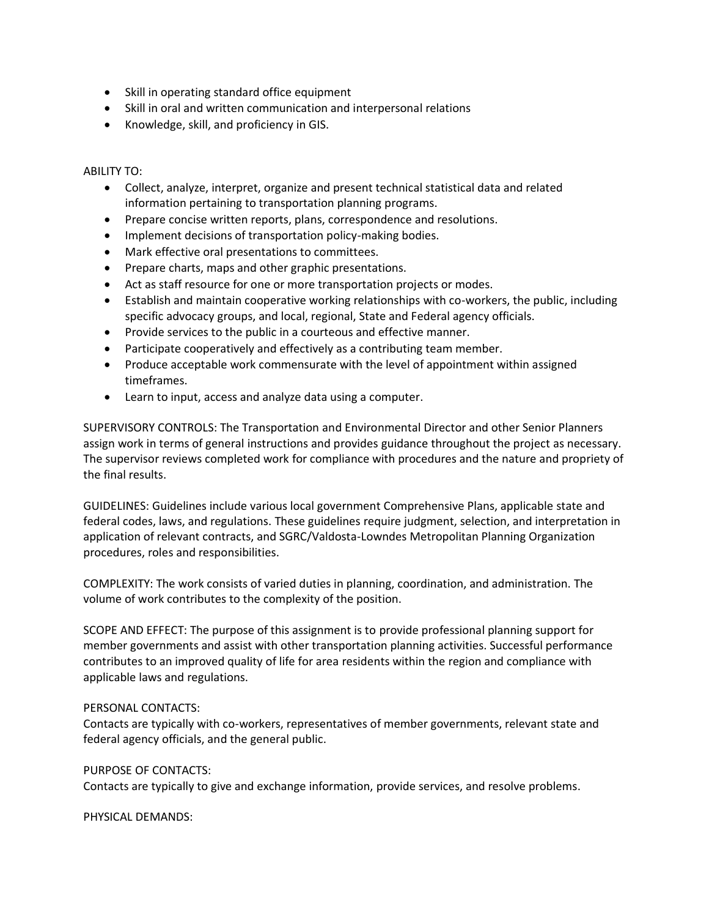- Skill in operating standard office equipment
- Skill in oral and written communication and interpersonal relations
- Knowledge, skill, and proficiency in GIS.

ABILITY TO:

- Collect, analyze, interpret, organize and present technical statistical data and related information pertaining to transportation planning programs.
- Prepare concise written reports, plans, correspondence and resolutions.
- Implement decisions of transportation policy-making bodies.
- Mark effective oral presentations to committees.
- Prepare charts, maps and other graphic presentations.
- Act as staff resource for one or more transportation projects or modes.
- Establish and maintain cooperative working relationships with co-workers, the public, including specific advocacy groups, and local, regional, State and Federal agency officials.
- Provide services to the public in a courteous and effective manner.
- Participate cooperatively and effectively as a contributing team member.
- Produce acceptable work commensurate with the level of appointment within assigned timeframes.
- Learn to input, access and analyze data using a computer.

SUPERVISORY CONTROLS: The Transportation and Environmental Director and other Senior Planners assign work in terms of general instructions and provides guidance throughout the project as necessary. The supervisor reviews completed work for compliance with procedures and the nature and propriety of the final results.

GUIDELINES: Guidelines include various local government Comprehensive Plans, applicable state and federal codes, laws, and regulations. These guidelines require judgment, selection, and interpretation in application of relevant contracts, and SGRC/Valdosta-Lowndes Metropolitan Planning Organization procedures, roles and responsibilities.

COMPLEXITY: The work consists of varied duties in planning, coordination, and administration. The volume of work contributes to the complexity of the position.

SCOPE AND EFFECT: The purpose of this assignment is to provide professional planning support for member governments and assist with other transportation planning activities. Successful performance contributes to an improved quality of life for area residents within the region and compliance with applicable laws and regulations.

PERSONAL CONTACTS:
Contacts are typically with co-workers, representatives of member governments, relevant state and federal agency officials, and the general public.

PURPOSE OF CONTACTS:
Contacts are typically to give and exchange information, provide services, and resolve problems.

PHYSICAL DEMANDS: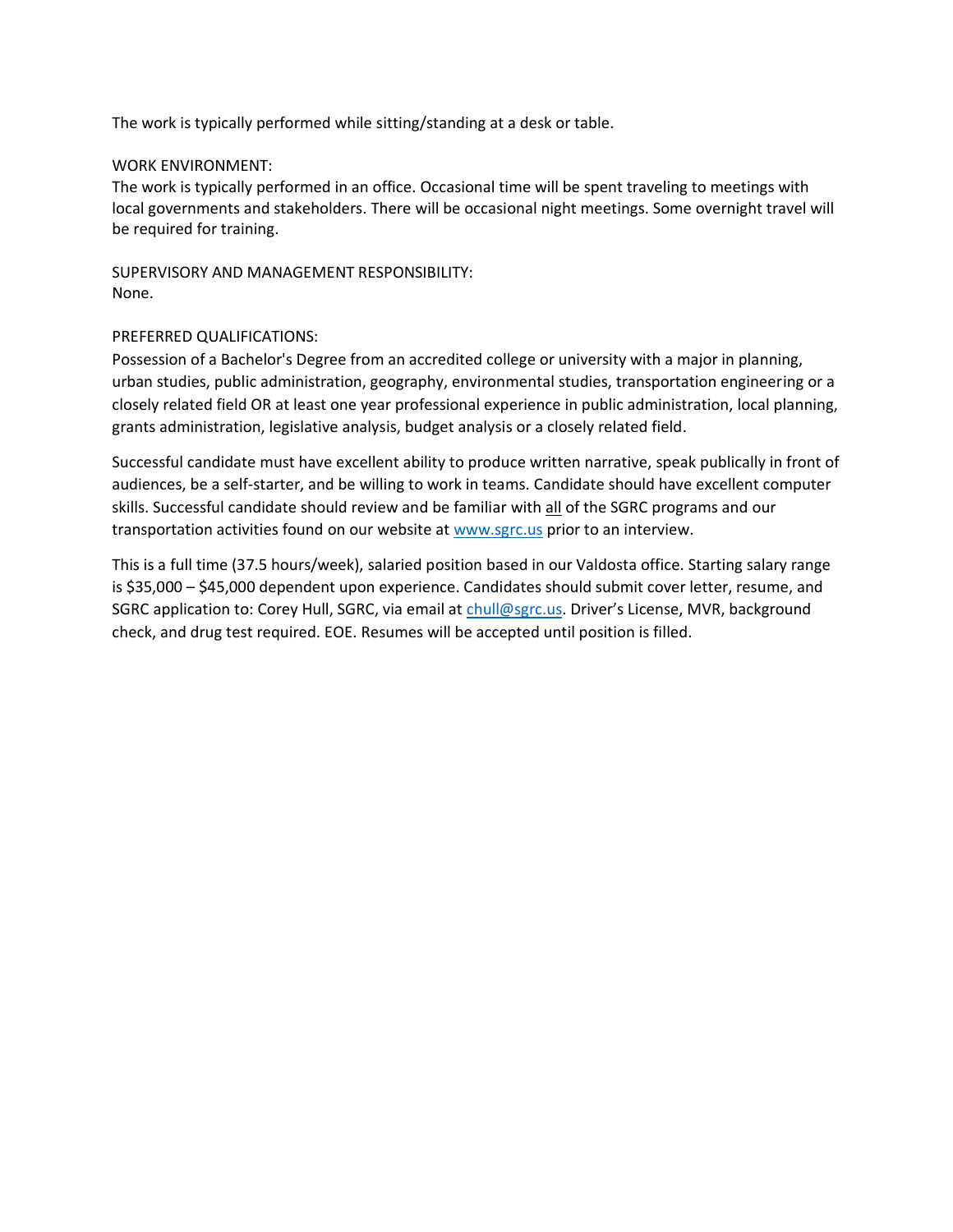The work is typically performed while sitting/standing at a desk or table.

WORK ENVIRONMENT:
The work is typically performed in an office. Occasional time will be spent traveling to meetings with local governments and stakeholders. There will be occasional night meetings. Some overnight travel will be required for training.

SUPERVISORY AND MANAGEMENT RESPONSIBILITY:
None.

PREFERRED QUALIFICATIONS:
Possession of a Bachelor's Degree from an accredited college or university with a major in planning, urban studies, public administration, geography, environmental studies, transportation engineering or a closely related field OR at least one year professional experience in public administration, local planning, grants administration, legislative analysis, budget analysis or a closely related field.

Successful candidate must have excellent ability to produce written narrative, speak publically in front of audiences, be a self-starter, and be willing to work in teams. Candidate should have excellent computer skills. Successful candidate should review and be familiar with <u>all</u> of the SGRC programs and our transportation activities found on our website at [www.sgrc.us](http://www.sgrc.us) prior to an interview.

This is a full time (37.5 hours/week), salaried position based in our Valdosta office. Starting salary range is $35,000 – $45,000 dependent upon experience. Candidates should submit cover letter, resume, and SGRC application to: Corey Hull, SGRC, via email at [chull@sgrc.us](mailto:chull@sgrc.us). Driver's License, MVR, background check, and drug test required. EOE. Resumes will be accepted until position is filled.